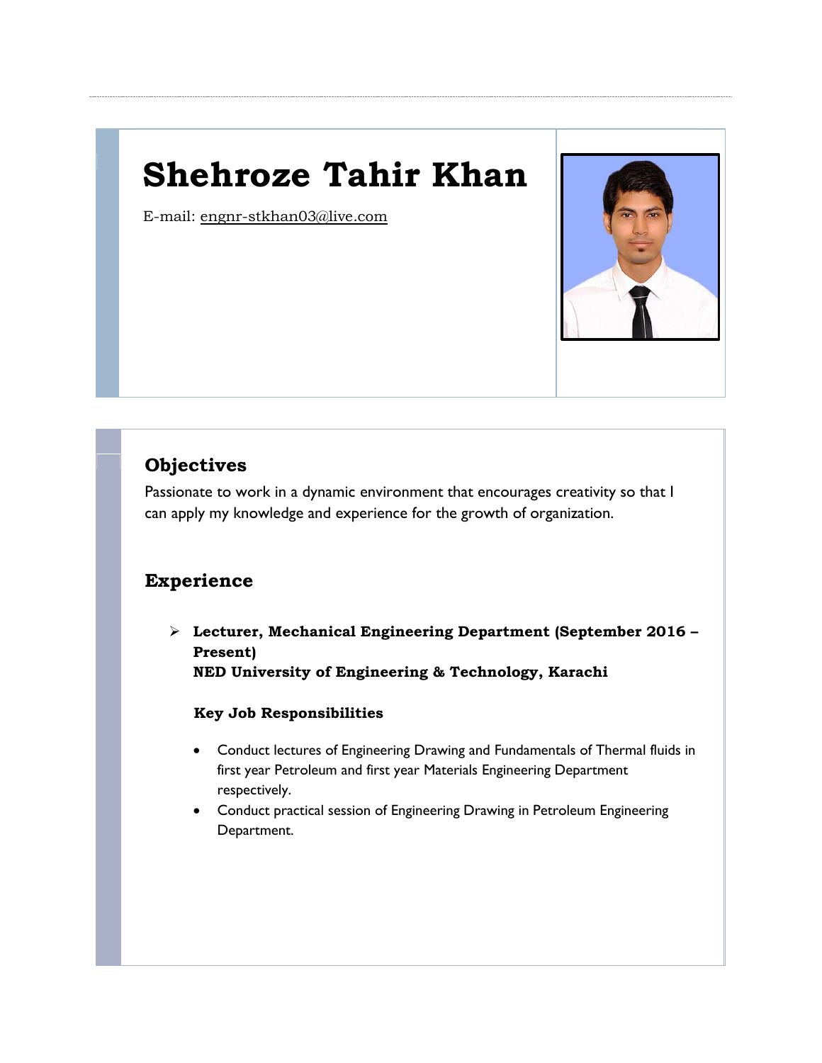# Shehroze Tahir Khan

E-mail: engnr-stkhan03@live.com

## Objectives

Passionate to work in a dynamic environment that encourages creativity so that I can apply my knowledge and experience for the growth of organization.

## Experience

- **Lecturer, Mechanical Engineering Department (September 2016 – Present)**
  **NED University of Engineering & Technology, Karachi**

  **Key Job Responsibilities**

  - Conduct lectures of Engineering Drawing and Fundamentals of Thermal fluids in first year Petroleum and first year Materials Engineering Department respectively.
  - Conduct practical session of Engineering Drawing in Petroleum Engineering Department.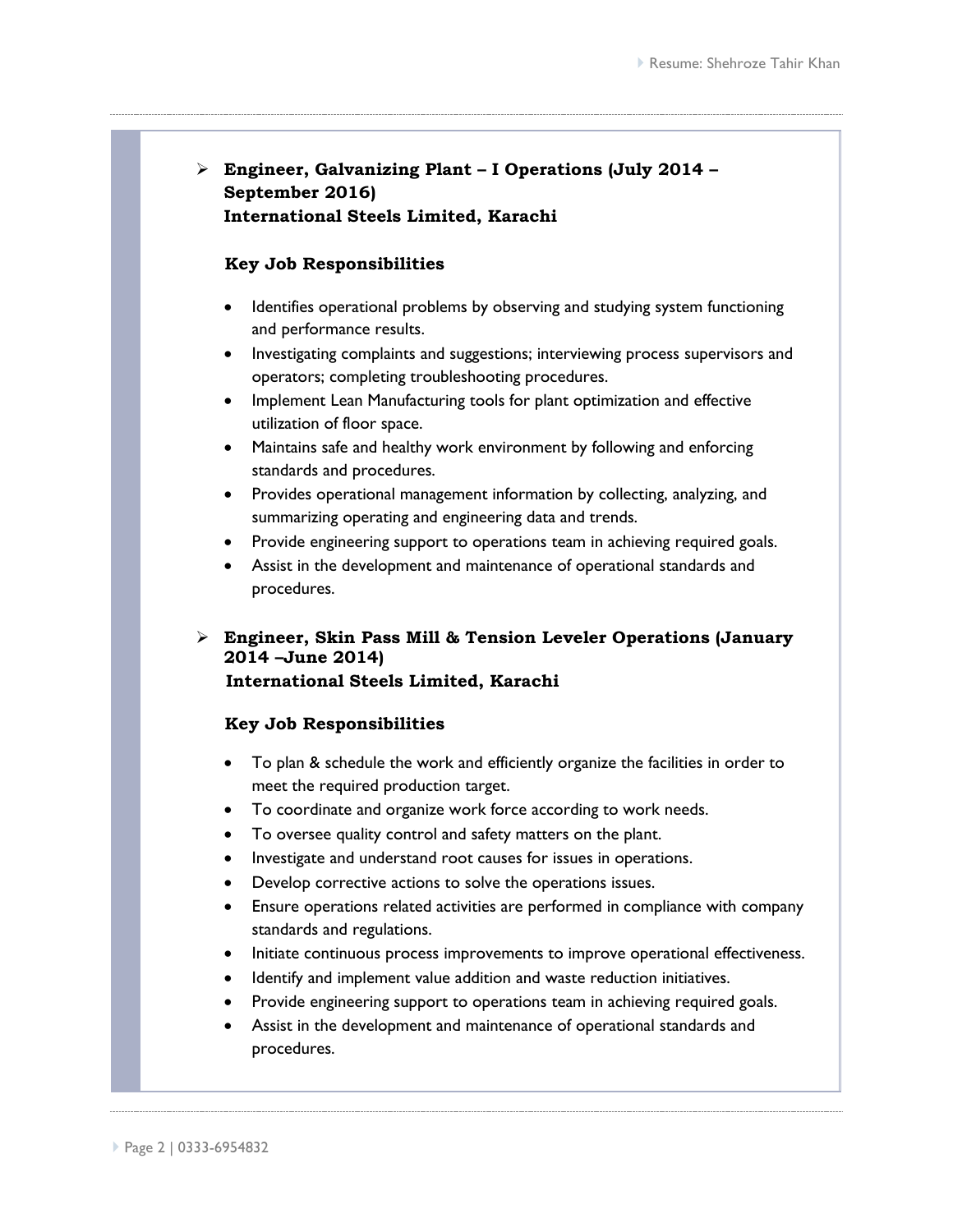- **Engineer, Galvanizing Plant – I Operations (July 2014 – September 2016)**
  **International Steels Limited, Karachi**

  **Key Job Responsibilities**

  - Identifies operational problems by observing and studying system functioning and performance results.
  - Investigating complaints and suggestions; interviewing process supervisors and operators; completing troubleshooting procedures.
  - Implement Lean Manufacturing tools for plant optimization and effective utilization of floor space.
  - Maintains safe and healthy work environment by following and enforcing standards and procedures.
  - Provides operational management information by collecting, analyzing, and summarizing operating and engineering data and trends.
  - Provide engineering support to operations team in achieving required goals.
  - Assist in the development and maintenance of operational standards and procedures.

- **Engineer, Skin Pass Mill & Tension Leveler Operations (January 2014 –June 2014)**
  **International Steels Limited, Karachi**

  **Key Job Responsibilities**

  - To plan & schedule the work and efficiently organize the facilities in order to meet the required production target.
  - To coordinate and organize work force according to work needs.
  - To oversee quality control and safety matters on the plant.
  - Investigate and understand root causes for issues in operations.
  - Develop corrective actions to solve the operations issues.
  - Ensure operations related activities are performed in compliance with company standards and regulations.
  - Initiate continuous process improvements to improve operational effectiveness.
  - Identify and implement value addition and waste reduction initiatives.
  - Provide engineering support to operations team in achieving required goals.
  - Assist in the development and maintenance of operational standards and procedures.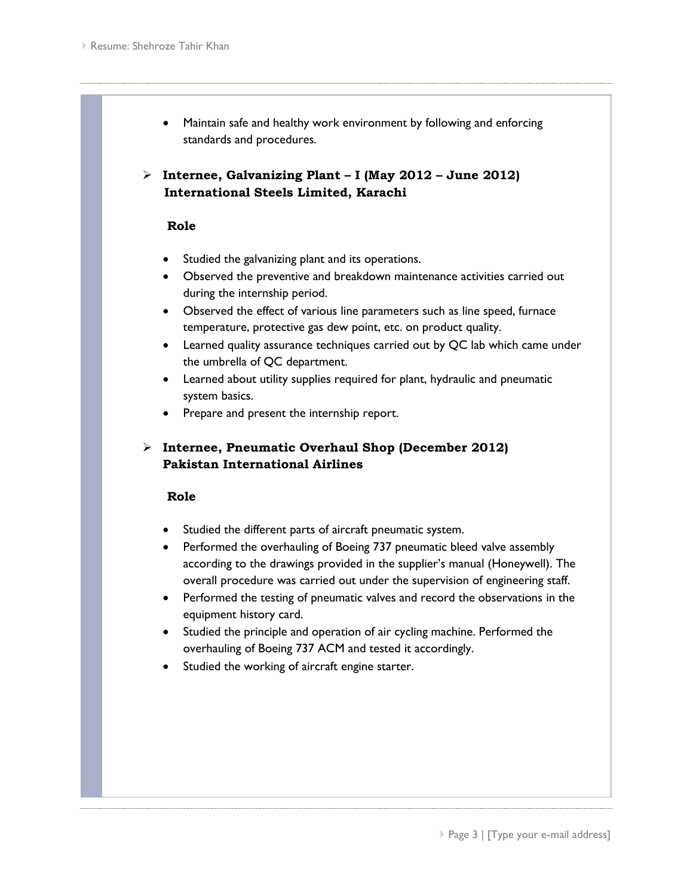- Maintain safe and healthy work environment by following and enforcing standards and procedures.

- **Internee, Galvanizing Plant – I (May 2012 – June 2012)**
  **International Steels Limited, Karachi**

  **Role**

  - Studied the galvanizing plant and its operations.
  - Observed the preventive and breakdown maintenance activities carried out during the internship period.
  - Observed the effect of various line parameters such as line speed, furnace temperature, protective gas dew point, etc. on product quality.
  - Learned quality assurance techniques carried out by QC lab which came under the umbrella of QC department.
  - Learned about utility supplies required for plant, hydraulic and pneumatic system basics.
  - Prepare and present the internship report.

- **Internee, Pneumatic Overhaul Shop (December 2012)**
  **Pakistan International Airlines**

  **Role**

  - Studied the different parts of aircraft pneumatic system.
  - Performed the overhauling of Boeing 737 pneumatic bleed valve assembly according to the drawings provided in the supplier's manual (Honeywell). The overall procedure was carried out under the supervision of engineering staff.
  - Performed the testing of pneumatic valves and record the observations in the equipment history card.
  - Studied the principle and operation of air cycling machine. Performed the overhauling of Boeing 737 ACM and tested it accordingly.
  - Studied the working of aircraft engine starter.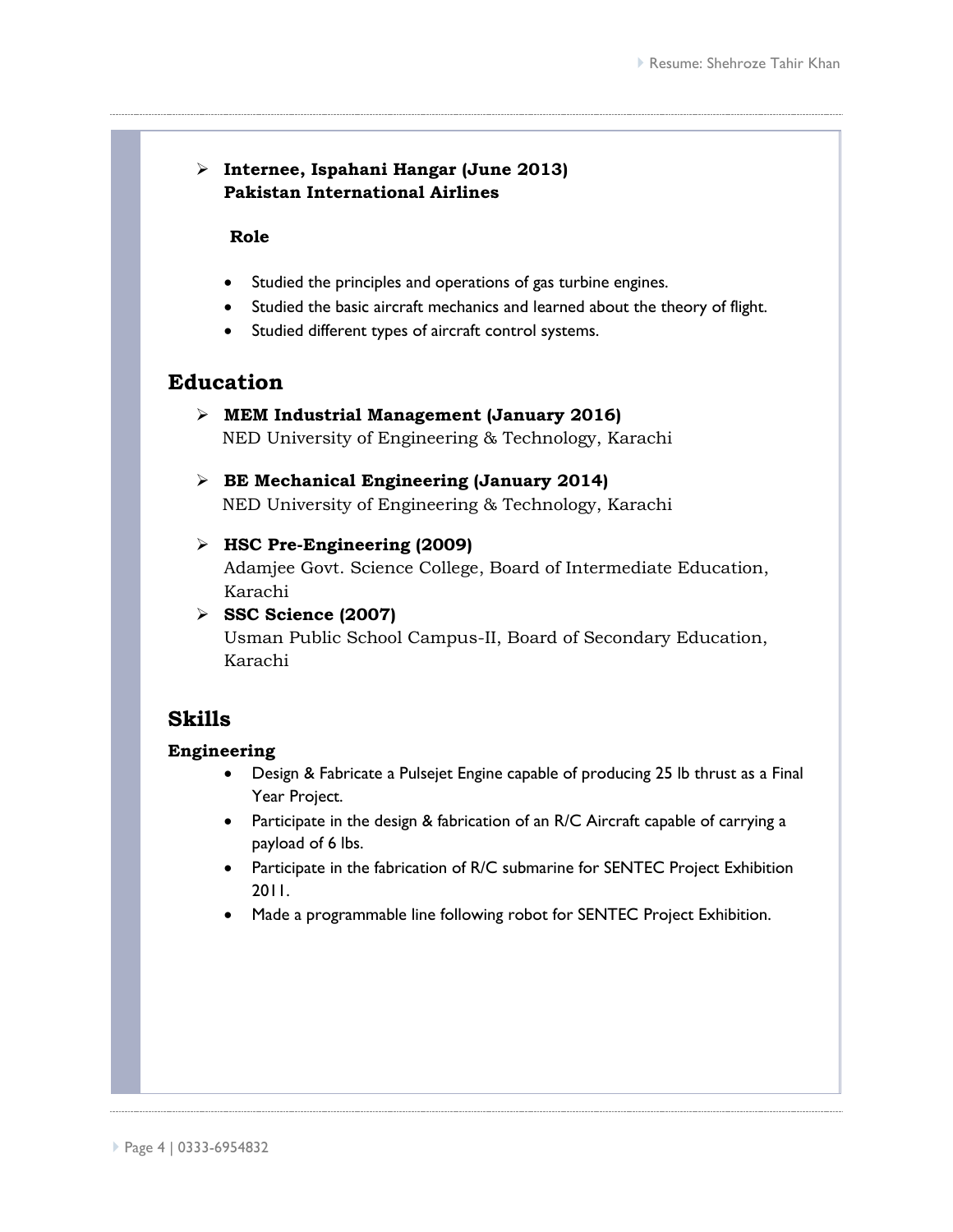- **Internee, Ispahani Hangar (June 2013)**
  **Pakistan International Airlines**

  **Role**

  - Studied the principles and operations of gas turbine engines.
  - Studied the basic aircraft mechanics and learned about the theory of flight.
  - Studied different types of aircraft control systems.

## Education

- **MEM Industrial Management (January 2016)**
  NED University of Engineering & Technology, Karachi

- **BE Mechanical Engineering (January 2014)**
  NED University of Engineering & Technology, Karachi

- **HSC Pre-Engineering (2009)**
  Adamjee Govt. Science College, Board of Intermediate Education, Karachi

- **SSC Science (2007)**
  Usman Public School Campus-II, Board of Secondary Education, Karachi

## Skills

**Engineering**

- Design & Fabricate a Pulsejet Engine capable of producing 25 lb thrust as a Final Year Project.
- Participate in the design & fabrication of an R/C Aircraft capable of carrying a payload of 6 lbs.
- Participate in the fabrication of R/C submarine for SENTEC Project Exhibition 2011.
- Made a programmable line following robot for SENTEC Project Exhibition.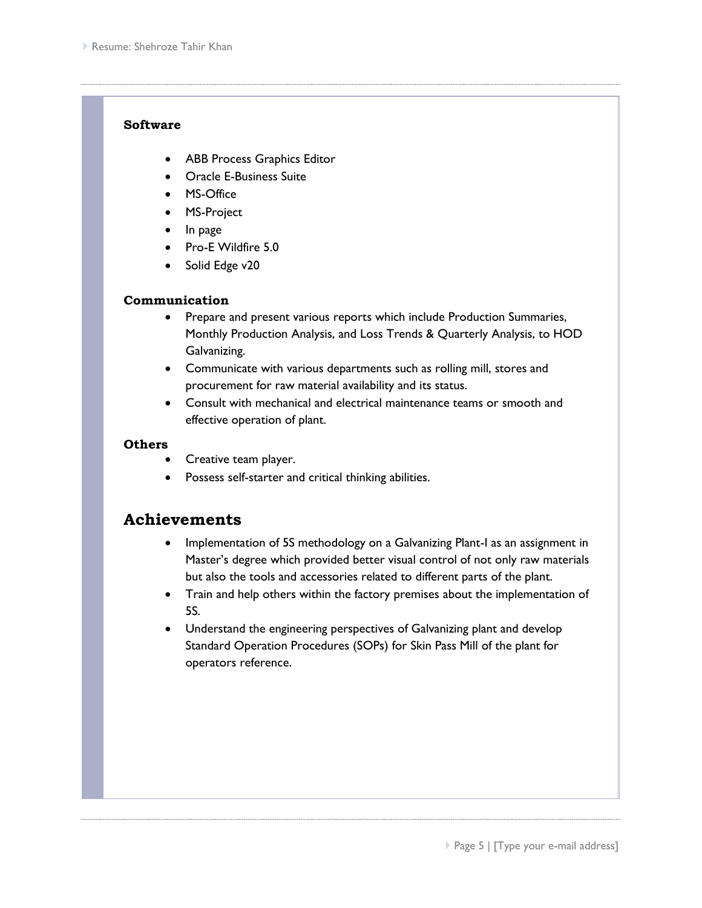**Software**

- ABB Process Graphics Editor
- Oracle E-Business Suite
- MS-Office
- MS-Project
- In page
- Pro-E Wildfire 5.0
- Solid Edge v20

**Communication**

- Prepare and present various reports which include Production Summaries, Monthly Production Analysis, and Loss Trends & Quarterly Analysis, to HOD Galvanizing.
- Communicate with various departments such as rolling mill, stores and procurement for raw material availability and its status.
- Consult with mechanical and electrical maintenance teams or smooth and effective operation of plant.

**Others**

- Creative team player.
- Possess self-starter and critical thinking abilities.

## Achievements

- Implementation of 5S methodology on a Galvanizing Plant-I as an assignment in Master's degree which provided better visual control of not only raw materials but also the tools and accessories related to different parts of the plant.
- Train and help others within the factory premises about the implementation of 5S.
- Understand the engineering perspectives of Galvanizing plant and develop Standard Operation Procedures (SOPs) for Skin Pass Mill of the plant for operators reference.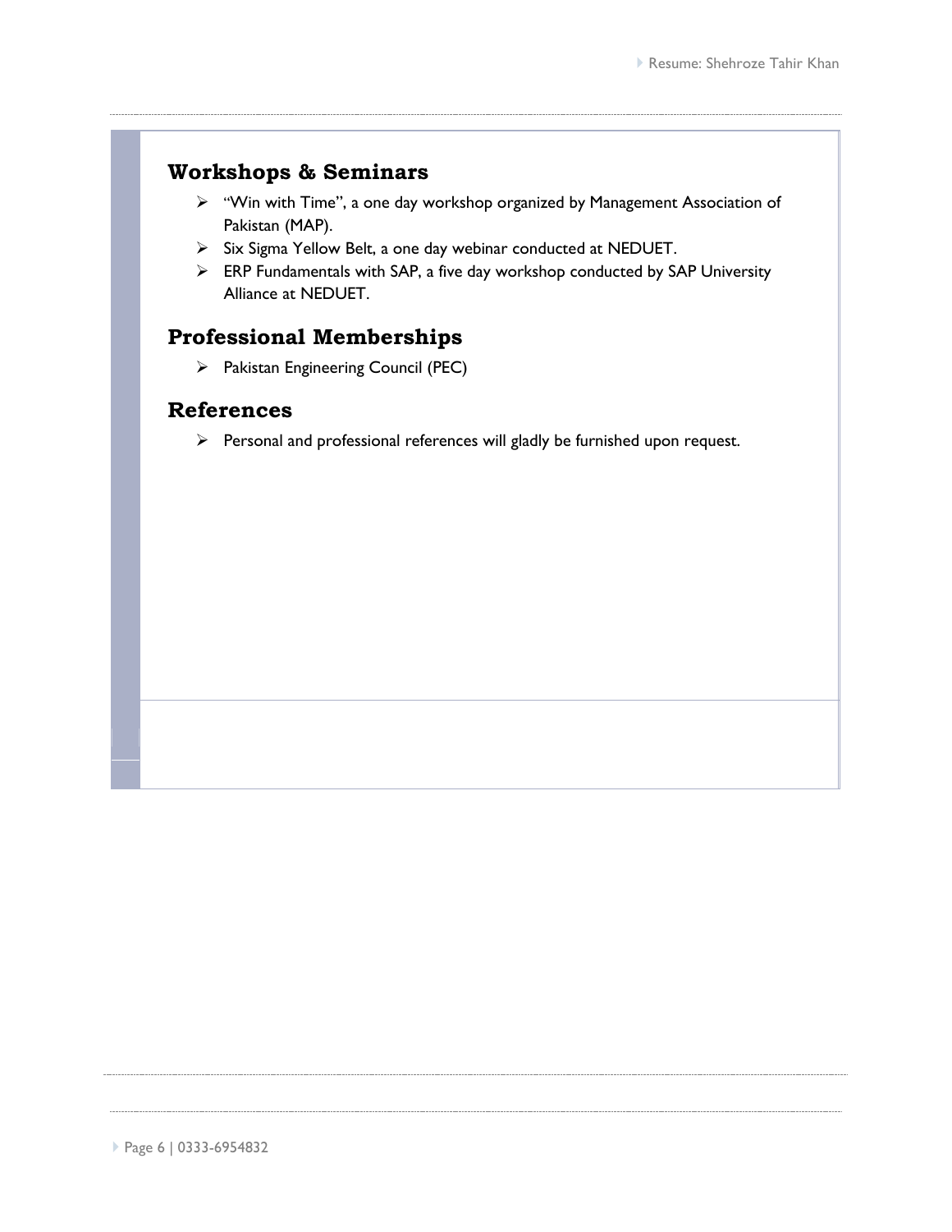## Workshops & Seminars

- "Win with Time", a one day workshop organized by Management Association of Pakistan (MAP).
- Six Sigma Yellow Belt, a one day webinar conducted at NEDUET.
- ERP Fundamentals with SAP, a five day workshop conducted by SAP University Alliance at NEDUET.

## Professional Memberships

- Pakistan Engineering Council (PEC)

## References

- Personal and professional references will gladly be furnished upon request.